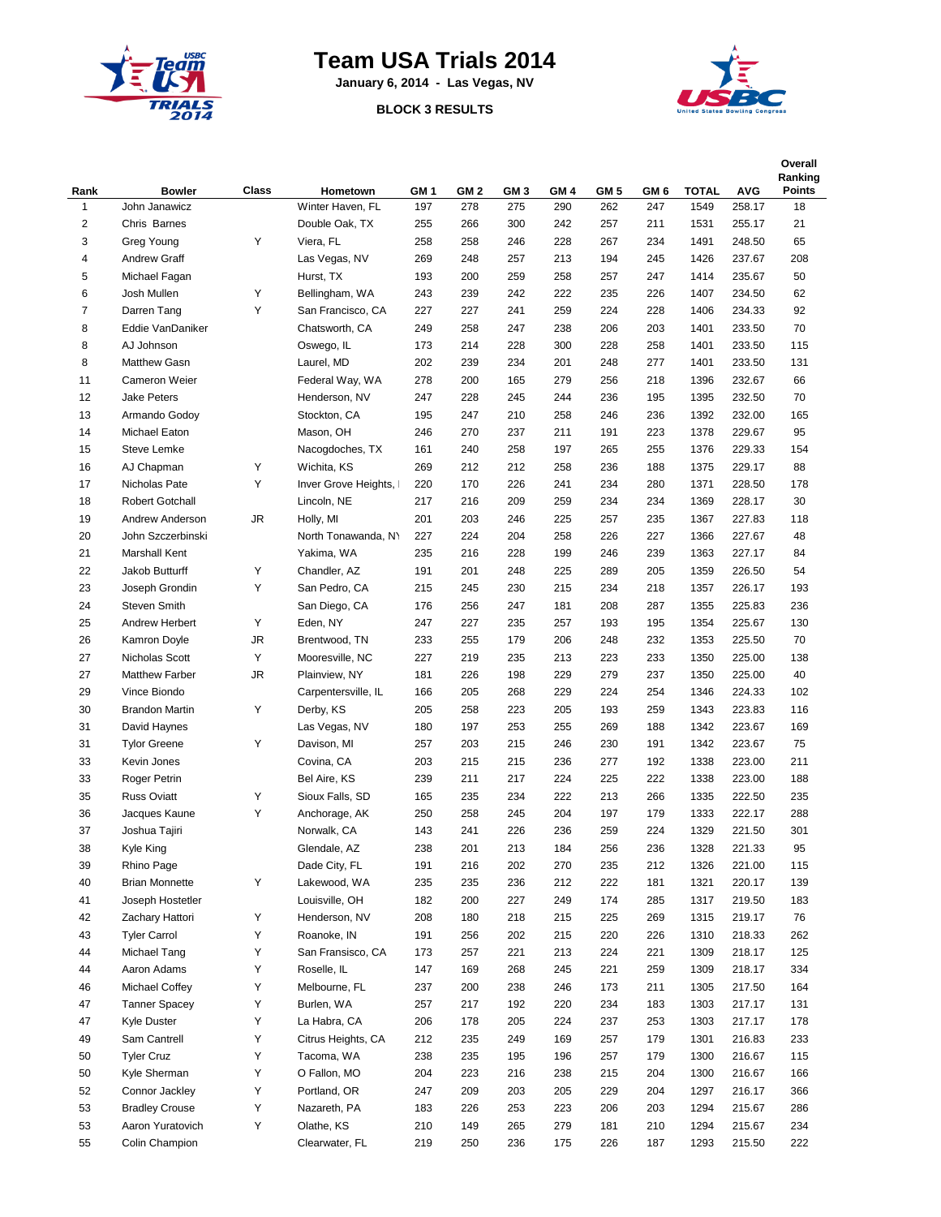# Team USA Trials 2014

**January 6, 2014 - Las Vegas, NV**

**BLOCK 3 RESULTS**

| Rank | Bowler | Class | Hometown | GM 1 | GM 2 | GM 3 | GM 4 | GM 5 | GM 6 | TOTAL | AVG | Overall Ranking Points |
|---|---|---|---|---|---|---|---|---|---|---|---|---|
| 1 | John Janawicz | | Winter Haven, FL | 197 | 278 | 275 | 290 | 262 | 247 | 1549 | 258.17 | 18 |
| 2 | Chris Barnes | | Double Oak, TX | 255 | 266 | 300 | 242 | 257 | 211 | 1531 | 255.17 | 21 |
| 3 | Greg Young | Y | Viera, FL | 258 | 258 | 246 | 228 | 267 | 234 | 1491 | 248.50 | 65 |
| 4 | Andrew Graff | | Las Vegas, NV | 269 | 248 | 257 | 213 | 194 | 245 | 1426 | 237.67 | 208 |
| 5 | Michael Fagan | | Hurst, TX | 193 | 200 | 259 | 258 | 257 | 247 | 1414 | 235.67 | 50 |
| 6 | Josh Mullen | Y | Bellingham, WA | 243 | 239 | 242 | 222 | 235 | 226 | 1407 | 234.50 | 62 |
| 7 | Darren Tang | Y | San Francisco, CA | 227 | 227 | 241 | 259 | 224 | 228 | 1406 | 234.33 | 92 |
| 8 | Eddie VanDaniker | | Chatsworth, CA | 249 | 258 | 247 | 238 | 206 | 203 | 1401 | 233.50 | 70 |
| 8 | AJ Johnson | | Oswego, IL | 173 | 214 | 228 | 300 | 228 | 258 | 1401 | 233.50 | 115 |
| 8 | Matthew Gasn | | Laurel, MD | 202 | 239 | 234 | 201 | 248 | 277 | 1401 | 233.50 | 131 |
| 11 | Cameron Weier | | Federal Way, WA | 278 | 200 | 165 | 279 | 256 | 218 | 1396 | 232.67 | 66 |
| 12 | Jake Peters | | Henderson, NV | 247 | 228 | 245 | 244 | 236 | 195 | 1395 | 232.50 | 70 |
| 13 | Armando Godoy | | Stockton, CA | 195 | 247 | 210 | 258 | 246 | 236 | 1392 | 232.00 | 165 |
| 14 | Michael Eaton | | Mason, OH | 246 | 270 | 237 | 211 | 191 | 223 | 1378 | 229.67 | 95 |
| 15 | Steve Lemke | | Nacogdoches, TX | 161 | 240 | 258 | 197 | 265 | 255 | 1376 | 229.33 | 154 |
| 16 | AJ Chapman | Y | Wichita, KS | 269 | 212 | 212 | 258 | 236 | 188 | 1375 | 229.17 | 88 |
| 17 | Nicholas Pate | Y | Inver Grove Heights, I | 220 | 170 | 226 | 241 | 234 | 280 | 1371 | 228.50 | 178 |
| 18 | Robert Gotchall | | Lincoln, NE | 217 | 216 | 209 | 259 | 234 | 234 | 1369 | 228.17 | 30 |
| 19 | Andrew Anderson | JR | Holly, MI | 201 | 203 | 246 | 225 | 257 | 235 | 1367 | 227.83 | 118 |
| 20 | John Szczerbinski | | North Tonawanda, NY | 227 | 224 | 204 | 258 | 226 | 227 | 1366 | 227.67 | 48 |
| 21 | Marshall Kent | | Yakima, WA | 235 | 216 | 228 | 199 | 246 | 239 | 1363 | 227.17 | 84 |
| 22 | Jakob Butturff | Y | Chandler, AZ | 191 | 201 | 248 | 225 | 289 | 205 | 1359 | 226.50 | 54 |
| 23 | Joseph Grondin | Y | San Pedro, CA | 215 | 245 | 230 | 215 | 234 | 218 | 1357 | 226.17 | 193 |
| 24 | Steven Smith | | San Diego, CA | 176 | 256 | 247 | 181 | 208 | 287 | 1355 | 225.83 | 236 |
| 25 | Andrew Herbert | Y | Eden, NY | 247 | 227 | 235 | 257 | 193 | 195 | 1354 | 225.67 | 130 |
| 26 | Kamron Doyle | JR | Brentwood, TN | 233 | 255 | 179 | 206 | 248 | 232 | 1353 | 225.50 | 70 |
| 27 | Nicholas Scott | Y | Mooresville, NC | 227 | 219 | 235 | 213 | 223 | 233 | 1350 | 225.00 | 138 |
| 27 | Matthew Farber | JR | Plainview, NY | 181 | 226 | 198 | 229 | 279 | 237 | 1350 | 225.00 | 40 |
| 29 | Vince Biondo | | Carpentersville, IL | 166 | 205 | 268 | 229 | 224 | 254 | 1346 | 224.33 | 102 |
| 30 | Brandon Martin | Y | Derby, KS | 205 | 258 | 223 | 205 | 193 | 259 | 1343 | 223.83 | 116 |
| 31 | David Haynes | | Las Vegas, NV | 180 | 197 | 253 | 255 | 269 | 188 | 1342 | 223.67 | 169 |
| 31 | Tylor Greene | Y | Davison, MI | 257 | 203 | 215 | 246 | 230 | 191 | 1342 | 223.67 | 75 |
| 33 | Kevin Jones | | Covina, CA | 203 | 215 | 215 | 236 | 277 | 192 | 1338 | 223.00 | 211 |
| 33 | Roger Petrin | | Bel Aire, KS | 239 | 211 | 217 | 224 | 225 | 222 | 1338 | 223.00 | 188 |
| 35 | Russ Oviatt | Y | Sioux Falls, SD | 165 | 235 | 234 | 222 | 213 | 266 | 1335 | 222.50 | 235 |
| 36 | Jacques Kaune | Y | Anchorage, AK | 250 | 258 | 245 | 204 | 197 | 179 | 1333 | 222.17 | 288 |
| 37 | Joshua Tajiri | | Norwalk, CA | 143 | 241 | 226 | 236 | 259 | 224 | 1329 | 221.50 | 301 |
| 38 | Kyle King | | Glendale, AZ | 238 | 201 | 213 | 184 | 256 | 236 | 1328 | 221.33 | 95 |
| 39 | Rhino Page | | Dade City, FL | 191 | 216 | 202 | 270 | 235 | 212 | 1326 | 221.00 | 115 |
| 40 | Brian Monnette | Y | Lakewood, WA | 235 | 235 | 236 | 212 | 222 | 181 | 1321 | 220.17 | 139 |
| 41 | Joseph Hostetler | | Louisville, OH | 182 | 200 | 227 | 249 | 174 | 285 | 1317 | 219.50 | 183 |
| 42 | Zachary Hattori | Y | Henderson, NV | 208 | 180 | 218 | 215 | 225 | 269 | 1315 | 219.17 | 76 |
| 43 | Tyler Carrol | Y | Roanoke, IN | 191 | 256 | 202 | 215 | 220 | 226 | 1310 | 218.33 | 262 |
| 44 | Michael Tang | Y | San Fransisco, CA | 173 | 257 | 221 | 213 | 224 | 221 | 1309 | 218.17 | 125 |
| 44 | Aaron Adams | Y | Roselle, IL | 147 | 169 | 268 | 245 | 221 | 259 | 1309 | 218.17 | 334 |
| 46 | Michael Coffey | Y | Melbourne, FL | 237 | 200 | 238 | 246 | 173 | 211 | 1305 | 217.50 | 164 |
| 47 | Tanner Spacey | Y | Burlen, WA | 257 | 217 | 192 | 220 | 234 | 183 | 1303 | 217.17 | 131 |
| 47 | Kyle Duster | Y | La Habra, CA | 206 | 178 | 205 | 224 | 237 | 253 | 1303 | 217.17 | 178 |
| 49 | Sam Cantrell | Y | Citrus Heights, CA | 212 | 235 | 249 | 169 | 257 | 179 | 1301 | 216.83 | 233 |
| 50 | Tyler Cruz | Y | Tacoma, WA | 238 | 235 | 195 | 196 | 257 | 179 | 1300 | 216.67 | 115 |
| 50 | Kyle Sherman | Y | O Fallon, MO | 204 | 223 | 216 | 238 | 215 | 204 | 1300 | 216.67 | 166 |
| 52 | Connor Jackley | Y | Portland, OR | 247 | 209 | 203 | 205 | 229 | 204 | 1297 | 216.17 | 366 |
| 53 | Bradley Crouse | Y | Nazareth, PA | 183 | 226 | 253 | 223 | 206 | 203 | 1294 | 215.67 | 286 |
| 53 | Aaron Yuratovich | Y | Olathe, KS | 210 | 149 | 265 | 279 | 181 | 210 | 1294 | 215.67 | 234 |
| 55 | Colin Champion | | Clearwater, FL | 219 | 250 | 236 | 175 | 226 | 187 | 1293 | 215.50 | 222 |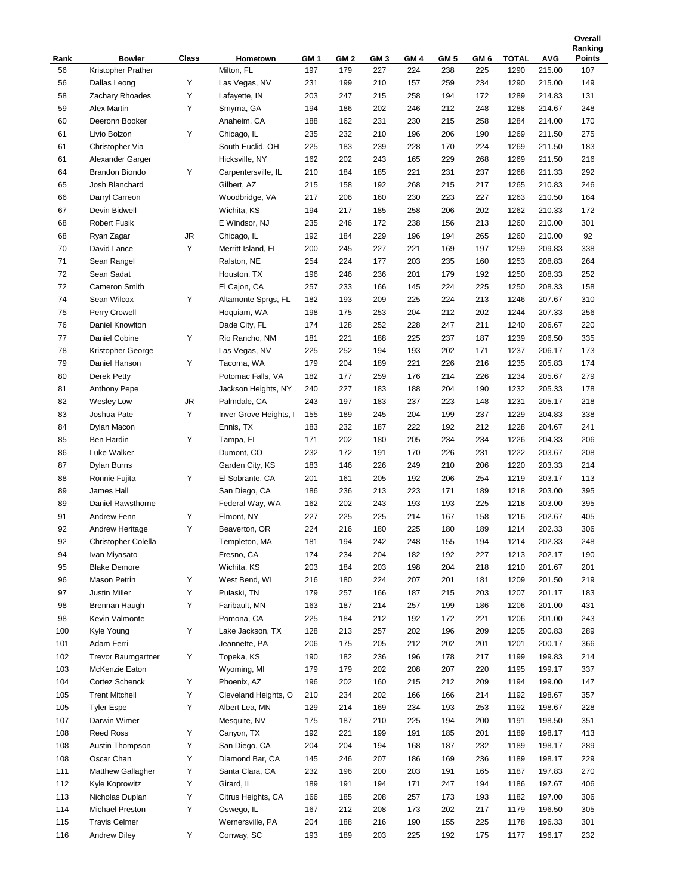| Rank | Bowler | Class | Hometown | GM 1 | GM 2 | GM 3 | GM 4 | GM 5 | GM 6 | TOTAL | AVG | Overall Ranking Points |
|---|---|---|---|---|---|---|---|---|---|---|---|---|
| 56 | Kristopher Prather | | Milton, FL | 197 | 179 | 227 | 224 | 238 | 225 | 1290 | 215.00 | 107 |
| 56 | Dallas Leong | Y | Las Vegas, NV | 231 | 199 | 210 | 157 | 259 | 234 | 1290 | 215.00 | 149 |
| 58 | Zachary Rhoades | Y | Lafayette, IN | 203 | 247 | 215 | 258 | 194 | 172 | 1289 | 214.83 | 131 |
| 59 | Alex Martin | Y | Smyrna, GA | 194 | 186 | 202 | 246 | 212 | 248 | 1288 | 214.67 | 248 |
| 60 | Deeronn Booker | | Anaheim, CA | 188 | 162 | 231 | 230 | 215 | 258 | 1284 | 214.00 | 170 |
| 61 | Livio Bolzon | Y | Chicago, IL | 235 | 232 | 210 | 196 | 206 | 190 | 1269 | 211.50 | 275 |
| 61 | Christopher Via | | South Euclid, OH | 225 | 183 | 239 | 228 | 170 | 224 | 1269 | 211.50 | 183 |
| 61 | Alexander Garger | | Hicksville, NY | 162 | 202 | 243 | 165 | 229 | 268 | 1269 | 211.50 | 216 |
| 64 | Brandon Biondo | Y | Carpentersville, IL | 210 | 184 | 185 | 221 | 231 | 237 | 1268 | 211.33 | 292 |
| 65 | Josh Blanchard | | Gilbert, AZ | 215 | 158 | 192 | 268 | 215 | 217 | 1265 | 210.83 | 246 |
| 66 | Darryl Carreon | | Woodbridge, VA | 217 | 206 | 160 | 230 | 223 | 227 | 1263 | 210.50 | 164 |
| 67 | Devin Bidwell | | Wichita, KS | 194 | 217 | 185 | 258 | 206 | 202 | 1262 | 210.33 | 172 |
| 68 | Robert Fusik | | E Windsor, NJ | 235 | 246 | 172 | 238 | 156 | 213 | 1260 | 210.00 | 301 |
| 68 | Ryan Zagar | JR | Chicago, IL | 192 | 184 | 229 | 196 | 194 | 265 | 1260 | 210.00 | 92 |
| 70 | David Lance | Y | Merritt Island, FL | 200 | 245 | 227 | 221 | 169 | 197 | 1259 | 209.83 | 338 |
| 71 | Sean Rangel | | Ralston, NE | 254 | 224 | 177 | 203 | 235 | 160 | 1253 | 208.83 | 264 |
| 72 | Sean Sadat | | Houston, TX | 196 | 246 | 236 | 201 | 179 | 192 | 1250 | 208.33 | 252 |
| 72 | Cameron Smith | | El Cajon, CA | 257 | 233 | 166 | 145 | 224 | 225 | 1250 | 208.33 | 158 |
| 74 | Sean Wilcox | Y | Altamonte Sprgs, FL | 182 | 193 | 209 | 225 | 224 | 213 | 1246 | 207.67 | 310 |
| 75 | Perry Crowell | | Hoquiam, WA | 198 | 175 | 253 | 204 | 212 | 202 | 1244 | 207.33 | 256 |
| 76 | Daniel Knowlton | | Dade City, FL | 174 | 128 | 252 | 228 | 247 | 211 | 1240 | 206.67 | 220 |
| 77 | Daniel Cobine | Y | Rio Rancho, NM | 181 | 221 | 188 | 225 | 237 | 187 | 1239 | 206.50 | 335 |
| 78 | Kristopher George | | Las Vegas, NV | 225 | 252 | 194 | 193 | 202 | 171 | 1237 | 206.17 | 173 |
| 79 | Daniel Hanson | Y | Tacoma, WA | 179 | 204 | 189 | 221 | 226 | 216 | 1235 | 205.83 | 174 |
| 80 | Derek Petty | | Potomac Falls, VA | 182 | 177 | 259 | 176 | 214 | 226 | 1234 | 205.67 | 279 |
| 81 | Anthony Pepe | | Jackson Heights, NY | 240 | 227 | 183 | 188 | 204 | 190 | 1232 | 205.33 | 178 |
| 82 | Wesley Low | JR | Palmdale, CA | 243 | 197 | 183 | 237 | 223 | 148 | 1231 | 205.17 | 218 |
| 83 | Joshua Pate | Y | Inver Grove Heights, I | 155 | 189 | 245 | 204 | 199 | 237 | 1229 | 204.83 | 338 |
| 84 | Dylan Macon | | Ennis, TX | 183 | 232 | 187 | 222 | 192 | 212 | 1228 | 204.67 | 241 |
| 85 | Ben Hardin | Y | Tampa, FL | 171 | 202 | 180 | 205 | 234 | 234 | 1226 | 204.33 | 206 |
| 86 | Luke Walker | | Dumont, CO | 232 | 172 | 191 | 170 | 226 | 231 | 1222 | 203.67 | 208 |
| 87 | Dylan Burns | | Garden City, KS | 183 | 146 | 226 | 249 | 210 | 206 | 1220 | 203.33 | 214 |
| 88 | Ronnie Fujita | Y | El Sobrante, CA | 201 | 161 | 205 | 192 | 206 | 254 | 1219 | 203.17 | 113 |
| 89 | James Hall | | San Diego, CA | 186 | 236 | 213 | 223 | 171 | 189 | 1218 | 203.00 | 395 |
| 89 | Daniel Rawsthorne | | Federal Way, WA | 162 | 202 | 243 | 193 | 193 | 225 | 1218 | 203.00 | 395 |
| 91 | Andrew Fenn | Y | Elmont, NY | 227 | 225 | 225 | 214 | 167 | 158 | 1216 | 202.67 | 405 |
| 92 | Andrew Heritage | Y | Beaverton, OR | 224 | 216 | 180 | 225 | 180 | 189 | 1214 | 202.33 | 306 |
| 92 | Christopher Colella | | Templeton, MA | 181 | 194 | 242 | 248 | 155 | 194 | 1214 | 202.33 | 248 |
| 94 | Ivan Miyasato | | Fresno, CA | 174 | 234 | 204 | 182 | 192 | 227 | 1213 | 202.17 | 190 |
| 95 | Blake Demore | | Wichita, KS | 203 | 184 | 203 | 198 | 204 | 218 | 1210 | 201.67 | 201 |
| 96 | Mason Petrin | Y | West Bend, WI | 216 | 180 | 224 | 207 | 201 | 181 | 1209 | 201.50 | 219 |
| 97 | Justin Miller | Y | Pulaski, TN | 179 | 257 | 166 | 187 | 215 | 203 | 1207 | 201.17 | 183 |
| 98 | Brennan Haugh | Y | Faribault, MN | 163 | 187 | 214 | 257 | 199 | 186 | 1206 | 201.00 | 431 |
| 98 | Kevin Valmonte | | Pomona, CA | 225 | 184 | 212 | 192 | 172 | 221 | 1206 | 201.00 | 243 |
| 100 | Kyle Young | Y | Lake Jackson, TX | 128 | 213 | 257 | 202 | 196 | 209 | 1205 | 200.83 | 289 |
| 101 | Adam Ferri | | Jeannette, PA | 206 | 175 | 205 | 212 | 202 | 201 | 1201 | 200.17 | 366 |
| 102 | Trevor Baumgartner | Y | Topeka, KS | 190 | 182 | 236 | 196 | 178 | 217 | 1199 | 199.83 | 214 |
| 103 | McKenzie Eaton | | Wyoming, MI | 179 | 179 | 202 | 208 | 207 | 220 | 1195 | 199.17 | 337 |
| 104 | Cortez Schenck | Y | Phoenix, AZ | 196 | 202 | 160 | 215 | 212 | 209 | 1194 | 199.00 | 147 |
| 105 | Trent Mitchell | Y | Cleveland Heights, O | 210 | 234 | 202 | 166 | 166 | 214 | 1192 | 198.67 | 357 |
| 105 | Tyler Espe | Y | Albert Lea, MN | 129 | 214 | 169 | 234 | 193 | 253 | 1192 | 198.67 | 228 |
| 107 | Darwin Wimer | | Mesquite, NV | 175 | 187 | 210 | 225 | 194 | 200 | 1191 | 198.50 | 351 |
| 108 | Reed Ross | Y | Canyon, TX | 192 | 221 | 199 | 191 | 185 | 201 | 1189 | 198.17 | 413 |
| 108 | Austin Thompson | Y | San Diego, CA | 204 | 204 | 194 | 168 | 187 | 232 | 1189 | 198.17 | 289 |
| 108 | Oscar Chan | Y | Diamond Bar, CA | 145 | 246 | 207 | 186 | 169 | 236 | 1189 | 198.17 | 229 |
| 111 | Matthew Gallagher | Y | Santa Clara, CA | 232 | 196 | 200 | 203 | 191 | 165 | 1187 | 197.83 | 270 |
| 112 | Kyle Koprowitz | Y | Girard, IL | 189 | 191 | 194 | 171 | 247 | 194 | 1186 | 197.67 | 406 |
| 113 | Nicholas Duplan | Y | Citrus Heights, CA | 166 | 185 | 208 | 257 | 173 | 193 | 1182 | 197.00 | 306 |
| 114 | Michael Preston | Y | Oswego, IL | 167 | 212 | 208 | 173 | 202 | 217 | 1179 | 196.50 | 305 |
| 115 | Travis Celmer | | Wernersville, PA | 204 | 188 | 216 | 190 | 155 | 225 | 1178 | 196.33 | 301 |
| 116 | Andrew Diley | Y | Conway, SC | 193 | 189 | 203 | 225 | 192 | 175 | 1177 | 196.17 | 232 |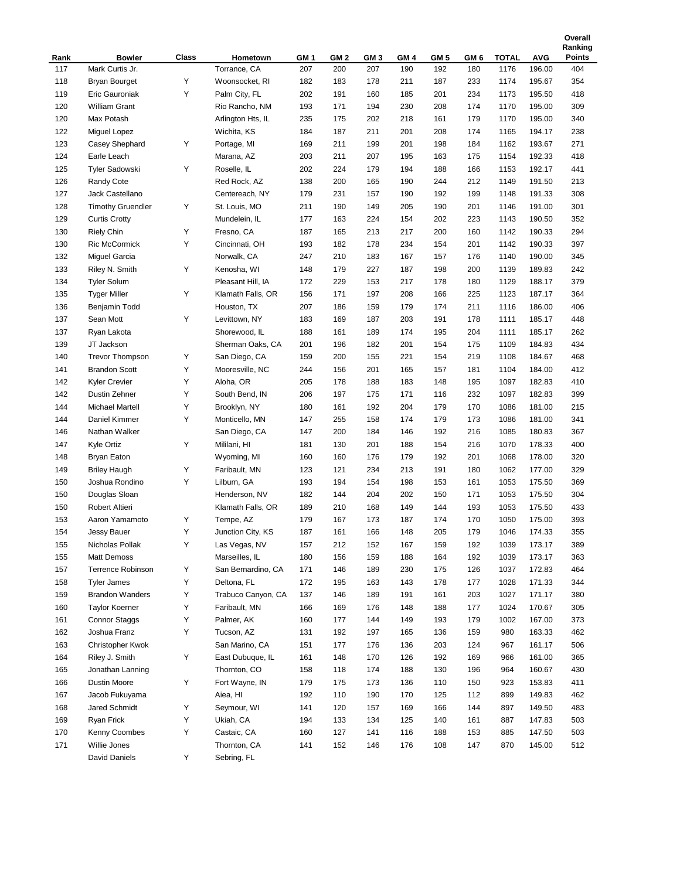| Rank | Bowler | Class | Hometown | GM 1 | GM 2 | GM 3 | GM 4 | GM 5 | GM 6 | TOTAL | AVG | Overall Ranking Points |
|---|---|---|---|---|---|---|---|---|---|---|---|---|
| 117 | Mark Curtis Jr. | | Torrance, CA | 207 | 200 | 207 | 190 | 192 | 180 | 1176 | 196.00 | 404 |
| 118 | Bryan Bourget | Y | Woonsocket, RI | 182 | 183 | 178 | 211 | 187 | 233 | 1174 | 195.67 | 354 |
| 119 | Eric Gauroniak | Y | Palm City, FL | 202 | 191 | 160 | 185 | 201 | 234 | 1173 | 195.50 | 418 |
| 120 | William Grant | | Rio Rancho, NM | 193 | 171 | 194 | 230 | 208 | 174 | 1170 | 195.00 | 309 |
| 120 | Max Potash | | Arlington Hts, IL | 235 | 175 | 202 | 218 | 161 | 179 | 1170 | 195.00 | 340 |
| 122 | Miguel Lopez | | Wichita, KS | 184 | 187 | 211 | 201 | 208 | 174 | 1165 | 194.17 | 238 |
| 123 | Casey Shephard | Y | Portage, MI | 169 | 211 | 199 | 201 | 198 | 184 | 1162 | 193.67 | 271 |
| 124 | Earle Leach | | Marana, AZ | 203 | 211 | 207 | 195 | 163 | 175 | 1154 | 192.33 | 418 |
| 125 | Tyler Sadowski | Y | Roselle, IL | 202 | 224 | 179 | 194 | 188 | 166 | 1153 | 192.17 | 441 |
| 126 | Randy Cote | | Red Rock, AZ | 138 | 200 | 165 | 190 | 244 | 212 | 1149 | 191.50 | 213 |
| 127 | Jack Castellano | | Centereach, NY | 179 | 231 | 157 | 190 | 192 | 199 | 1148 | 191.33 | 308 |
| 128 | Timothy Gruendler | Y | St. Louis, MO | 211 | 190 | 149 | 205 | 190 | 201 | 1146 | 191.00 | 301 |
| 129 | Curtis Crotty | | Mundelein, IL | 177 | 163 | 224 | 154 | 202 | 223 | 1143 | 190.50 | 352 |
| 130 | Riely Chin | Y | Fresno, CA | 187 | 165 | 213 | 217 | 200 | 160 | 1142 | 190.33 | 294 |
| 130 | Ric McCormick | Y | Cincinnati, OH | 193 | 182 | 178 | 234 | 154 | 201 | 1142 | 190.33 | 397 |
| 132 | Miguel Garcia | | Norwalk, CA | 247 | 210 | 183 | 167 | 157 | 176 | 1140 | 190.00 | 345 |
| 133 | Riley N. Smith | Y | Kenosha, WI | 148 | 179 | 227 | 187 | 198 | 200 | 1139 | 189.83 | 242 |
| 134 | Tyler Solum | | Pleasant Hill, IA | 172 | 229 | 153 | 217 | 178 | 180 | 1129 | 188.17 | 379 |
| 135 | Tyger Miller | Y | Klamath Falls, OR | 156 | 171 | 197 | 208 | 166 | 225 | 1123 | 187.17 | 364 |
| 136 | Benjamin Todd | | Houston, TX | 207 | 186 | 159 | 179 | 174 | 211 | 1116 | 186.00 | 406 |
| 137 | Sean Mott | Y | Levittown, NY | 183 | 169 | 187 | 203 | 191 | 178 | 1111 | 185.17 | 448 |
| 137 | Ryan Lakota | | Shorewood, IL | 188 | 161 | 189 | 174 | 195 | 204 | 1111 | 185.17 | 262 |
| 139 | JT Jackson | | Sherman Oaks, CA | 201 | 196 | 182 | 201 | 154 | 175 | 1109 | 184.83 | 434 |
| 140 | Trevor Thompson | Y | San Diego, CA | 159 | 200 | 155 | 221 | 154 | 219 | 1108 | 184.67 | 468 |
| 141 | Brandon Scott | Y | Mooresville, NC | 244 | 156 | 201 | 165 | 157 | 181 | 1104 | 184.00 | 412 |
| 142 | Kyler Crevier | Y | Aloha, OR | 205 | 178 | 188 | 183 | 148 | 195 | 1097 | 182.83 | 410 |
| 142 | Dustin Zehner | Y | South Bend, IN | 206 | 197 | 175 | 171 | 116 | 232 | 1097 | 182.83 | 399 |
| 144 | Michael Martell | Y | Brooklyn, NY | 180 | 161 | 192 | 204 | 179 | 170 | 1086 | 181.00 | 215 |
| 144 | Daniel Kimmer | Y | Monticello, MN | 147 | 255 | 158 | 174 | 179 | 173 | 1086 | 181.00 | 341 |
| 146 | Nathan Walker | | San Diego, CA | 147 | 200 | 184 | 146 | 192 | 216 | 1085 | 180.83 | 367 |
| 147 | Kyle Ortiz | Y | Mililani, HI | 181 | 130 | 201 | 188 | 154 | 216 | 1070 | 178.33 | 400 |
| 148 | Bryan Eaton | | Wyoming, MI | 160 | 160 | 176 | 179 | 192 | 201 | 1068 | 178.00 | 320 |
| 149 | Briley Haugh | Y | Faribault, MN | 123 | 121 | 234 | 213 | 191 | 180 | 1062 | 177.00 | 329 |
| 150 | Joshua Rondino | Y | Lilburn, GA | 193 | 194 | 154 | 198 | 153 | 161 | 1053 | 175.50 | 369 |
| 150 | Douglas Sloan | | Henderson, NV | 182 | 144 | 204 | 202 | 150 | 171 | 1053 | 175.50 | 304 |
| 150 | Robert Altieri | | Klamath Falls, OR | 189 | 210 | 168 | 149 | 144 | 193 | 1053 | 175.50 | 433 |
| 153 | Aaron Yamamoto | Y | Tempe, AZ | 179 | 167 | 173 | 187 | 174 | 170 | 1050 | 175.00 | 393 |
| 154 | Jessy Bauer | Y | Junction City, KS | 187 | 161 | 166 | 148 | 205 | 179 | 1046 | 174.33 | 355 |
| 155 | Nicholas Pollak | Y | Las Vegas, NV | 157 | 212 | 152 | 167 | 159 | 192 | 1039 | 173.17 | 389 |
| 155 | Matt Demoss | | Marseilles, IL | 180 | 156 | 159 | 188 | 164 | 192 | 1039 | 173.17 | 363 |
| 157 | Terrence Robinson | Y | San Bernardino, CA | 171 | 146 | 189 | 230 | 175 | 126 | 1037 | 172.83 | 464 |
| 158 | Tyler James | Y | Deltona, FL | 172 | 195 | 163 | 143 | 178 | 177 | 1028 | 171.33 | 344 |
| 159 | Brandon Wanders | Y | Trabuco Canyon, CA | 137 | 146 | 189 | 191 | 161 | 203 | 1027 | 171.17 | 380 |
| 160 | Taylor Koerner | Y | Faribault, MN | 166 | 169 | 176 | 148 | 188 | 177 | 1024 | 170.67 | 305 |
| 161 | Connor Staggs | Y | Palmer, AK | 160 | 177 | 144 | 149 | 193 | 179 | 1002 | 167.00 | 373 |
| 162 | Joshua Franz | Y | Tucson, AZ | 131 | 192 | 197 | 165 | 136 | 159 | 980 | 163.33 | 462 |
| 163 | Christopher Kwok | | San Marino, CA | 151 | 177 | 176 | 136 | 203 | 124 | 967 | 161.17 | 506 |
| 164 | Riley J. Smith | Y | East Dubuque, IL | 161 | 148 | 170 | 126 | 192 | 169 | 966 | 161.00 | 365 |
| 165 | Jonathan Lanning | | Thornton, CO | 158 | 118 | 174 | 188 | 130 | 196 | 964 | 160.67 | 430 |
| 166 | Dustin Moore | Y | Fort Wayne, IN | 179 | 175 | 173 | 136 | 110 | 150 | 923 | 153.83 | 411 |
| 167 | Jacob Fukuyama | | Aiea, HI | 192 | 110 | 190 | 170 | 125 | 112 | 899 | 149.83 | 462 |
| 168 | Jared Schmidt | Y | Seymour, WI | 141 | 120 | 157 | 169 | 166 | 144 | 897 | 149.50 | 483 |
| 169 | Ryan Frick | Y | Ukiah, CA | 194 | 133 | 134 | 125 | 140 | 161 | 887 | 147.83 | 503 |
| 170 | Kenny Coombes | Y | Castaic, CA | 160 | 127 | 141 | 116 | 188 | 153 | 885 | 147.50 | 503 |
| 171 | Willie Jones | | Thornton, CA | 141 | 152 | 146 | 176 | 108 | 147 | 870 | 145.00 | 512 |
| | David Daniels | Y | Sebring, FL | | | | | | | | | |